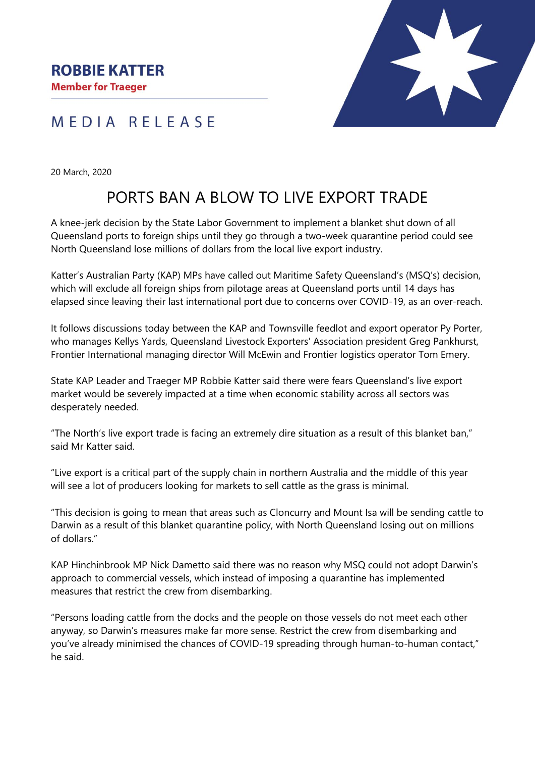**ROBBIE KATTER**
**Member for Traeger**

MEDIA RELEASE

20 March, 2020

# PORTS BAN A BLOW TO LIVE EXPORT TRADE

A knee-jerk decision by the State Labor Government to implement a blanket shut down of all Queensland ports to foreign ships until they go through a two-week quarantine period could see North Queensland lose millions of dollars from the local live export industry.

Katter's Australian Party (KAP) MPs have called out Maritime Safety Queensland's (MSQ's) decision, which will exclude all foreign ships from pilotage areas at Queensland ports until 14 days has elapsed since leaving their last international port due to concerns over COVID-19, as an over-reach.

It follows discussions today between the KAP and Townsville feedlot and export operator Py Porter, who manages Kellys Yards, Queensland Livestock Exporters' Association president Greg Pankhurst, Frontier International managing director Will McEwin and Frontier logistics operator Tom Emery.

State KAP Leader and Traeger MP Robbie Katter said there were fears Queensland's live export market would be severely impacted at a time when economic stability across all sectors was desperately needed.

"The North's live export trade is facing an extremely dire situation as a result of this blanket ban," said Mr Katter said.

"Live export is a critical part of the supply chain in northern Australia and the middle of this year will see a lot of producers looking for markets to sell cattle as the grass is minimal.

"This decision is going to mean that areas such as Cloncurry and Mount Isa will be sending cattle to Darwin as a result of this blanket quarantine policy, with North Queensland losing out on millions of dollars."

KAP Hinchinbrook MP Nick Dametto said there was no reason why MSQ could not adopt Darwin's approach to commercial vessels, which instead of imposing a quarantine has implemented measures that restrict the crew from disembarking.

"Persons loading cattle from the docks and the people on those vessels do not meet each other anyway, so Darwin's measures make far more sense. Restrict the crew from disembarking and you've already minimised the chances of COVID-19 spreading through human-to-human contact," he said.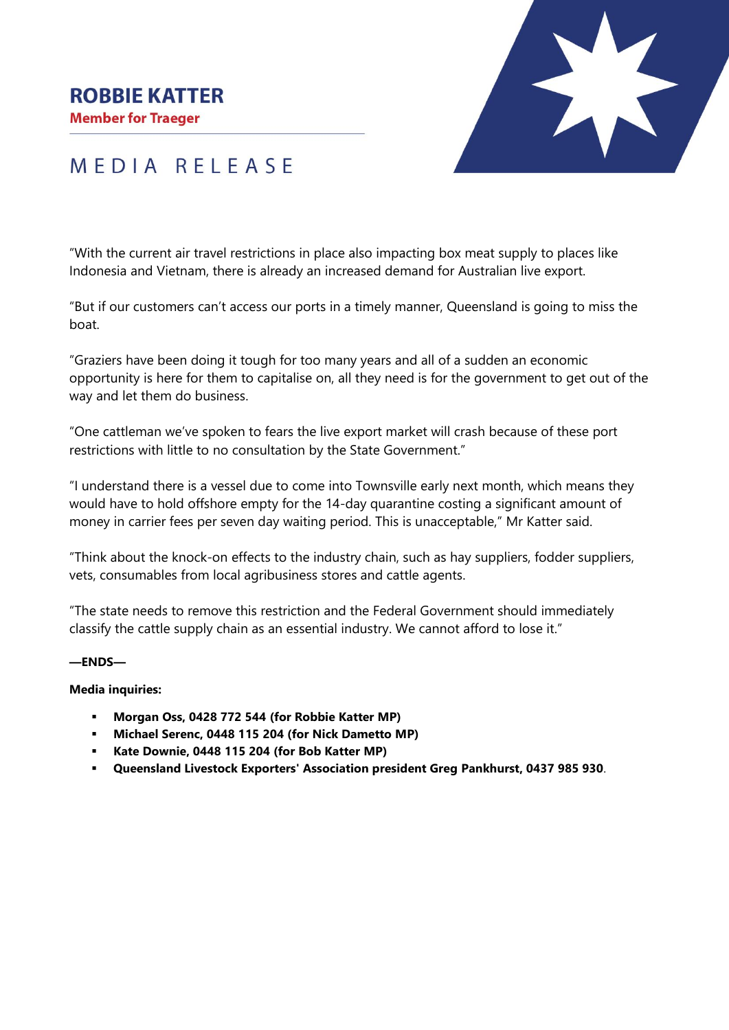# ROBBIE KATTER

**Member for Traeger**

MEDIA RELEASE

"With the current air travel restrictions in place also impacting box meat supply to places like Indonesia and Vietnam, there is already an increased demand for Australian live export.

"But if our customers can't access our ports in a timely manner, Queensland is going to miss the boat.

"Graziers have been doing it tough for too many years and all of a sudden an economic opportunity is here for them to capitalise on, all they need is for the government to get out of the way and let them do business.

"One cattleman we've spoken to fears the live export market will crash because of these port restrictions with little to no consultation by the State Government."

"I understand there is a vessel due to come into Townsville early next month, which means they would have to hold offshore empty for the 14-day quarantine costing a significant amount of money in carrier fees per seven day waiting period. This is unacceptable," Mr Katter said.

"Think about the knock-on effects to the industry chain, such as hay suppliers, fodder suppliers, vets, consumables from local agribusiness stores and cattle agents.

"The state needs to remove this restriction and the Federal Government should immediately classify the cattle supply chain as an essential industry. We cannot afford to lose it."

**—ENDS—**

**Media inquiries:**

- **Morgan Oss, 0428 772 544 (for Robbie Katter MP)**
- **Michael Serenc, 0448 115 204 (for Nick Dametto MP)**
- **Kate Downie, 0448 115 204 (for Bob Katter MP)**
- **Queensland Livestock Exporters' Association president Greg Pankhurst, 0437 985 930**.